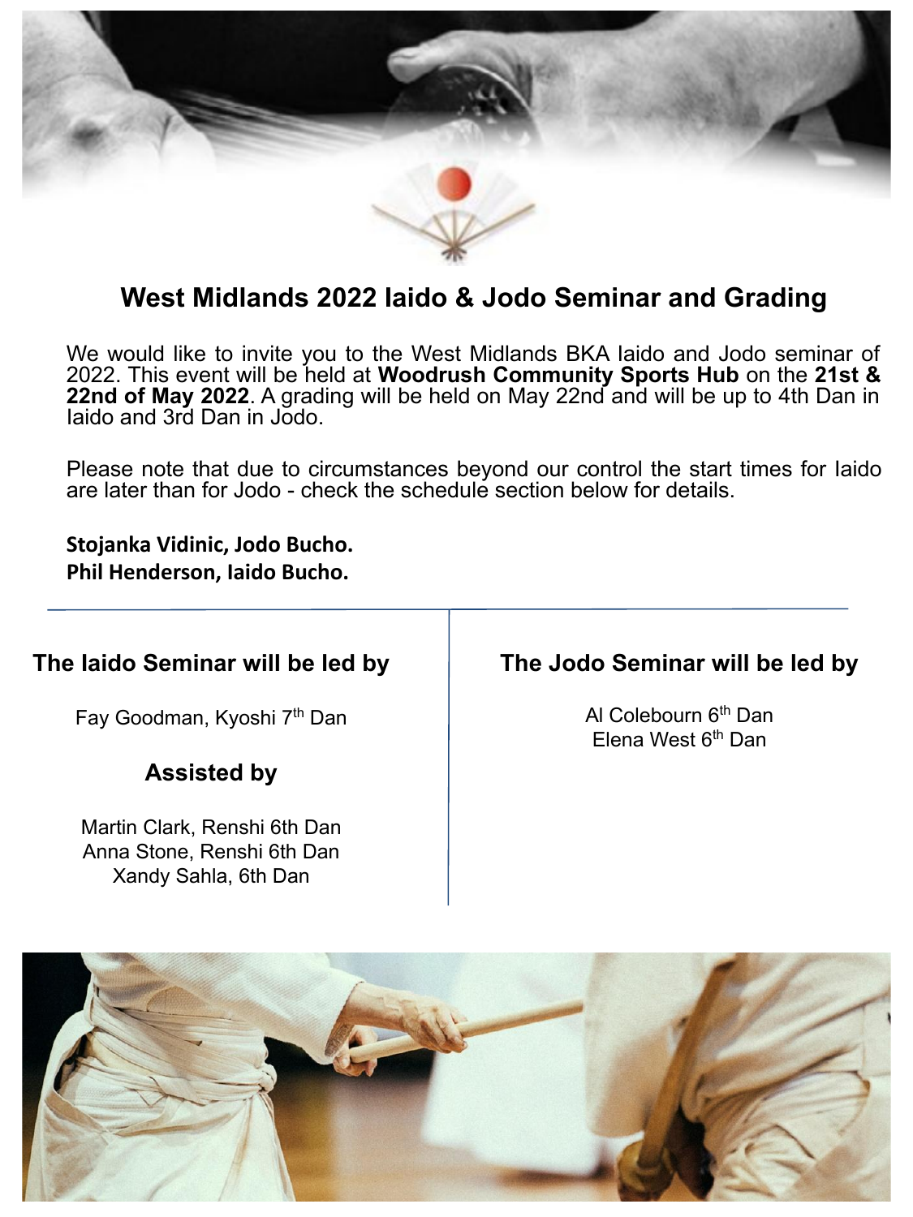# West Midlands 2022 Iaido & Jodo Seminar and Grading

We would like to invite you to the West Midlands BKA Iaido and Jodo seminar of 2022. This event will be held at **Woodrush Community Sports Hub** on the **21st & 22nd of May 2022**. A grading will be held on May 22nd and will be up to 4th Dan in Iaido and 3rd Dan in Jodo.

Please note that due to circumstances beyond our control the start times for Iaido are later than for Jodo - check the schedule section below for details.

**Stojanka Vidinic, Jodo Bucho.**
**Phil Henderson, Iaido Bucho.**

### The Iaido Seminar will be led by

Fay Goodman, Kyoshi 7th Dan

### Assisted by

Martin Clark, Renshi 6th Dan
Anna Stone, Renshi 6th Dan
Xandy Sahla, 6th Dan

### The Jodo Seminar will be led by

Al Colebourn 6th Dan
Elena West 6th Dan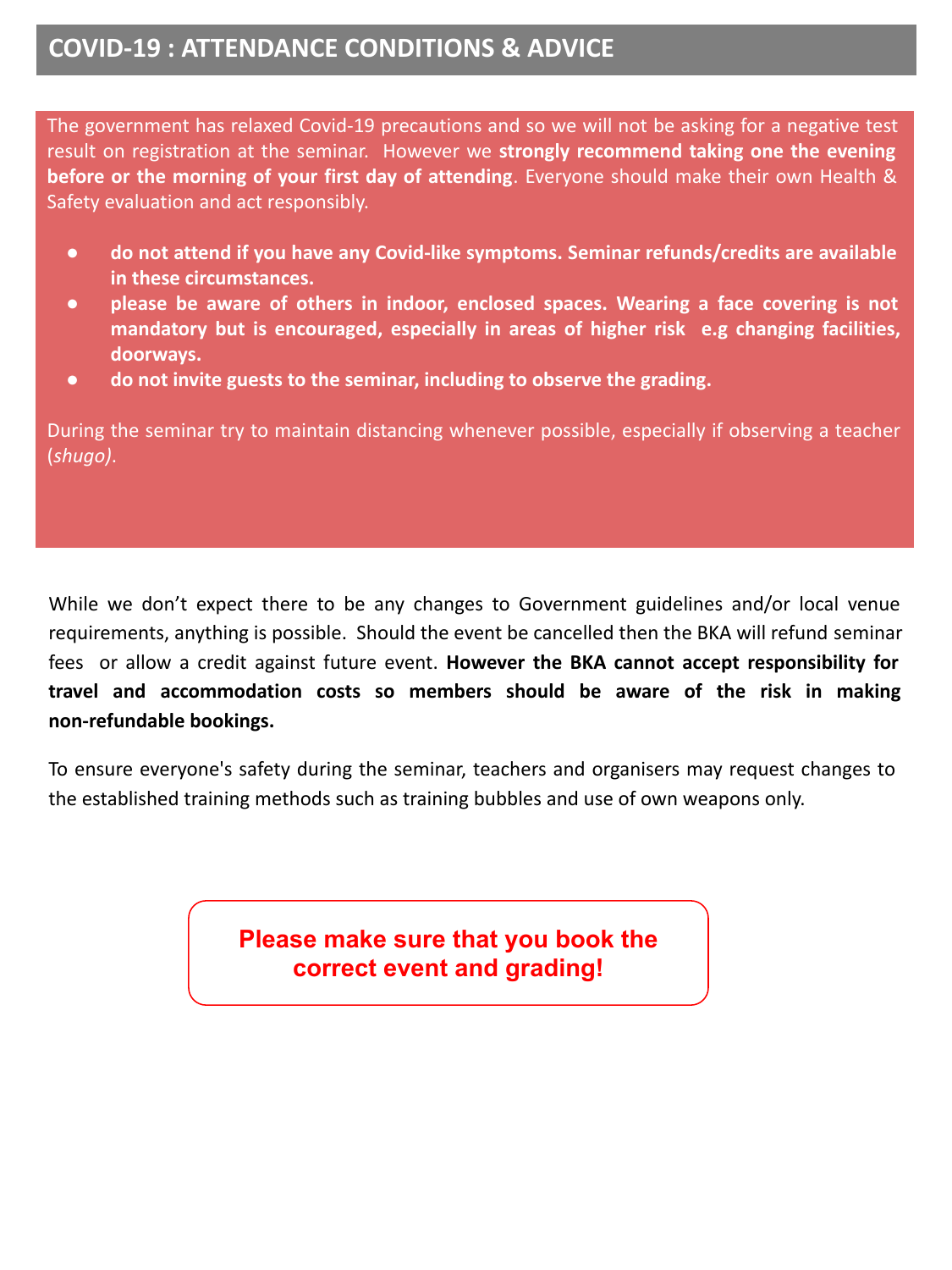## COVID-19 : ATTENDANCE CONDITIONS & ADVICE

The government has relaxed Covid-19 precautions and so we will not be asking for a negative test result on registration at the seminar. However we **strongly recommend taking one the evening before or the morning of your first day of attending**. Everyone should make their own Health & Safety evaluation and act responsibly.

- **do not attend if you have any Covid-like symptoms. Seminar refunds/credits are available in these circumstances.**
- **please be aware of others in indoor, enclosed spaces. Wearing a face covering is not mandatory but is encouraged, especially in areas of higher risk e.g changing facilities, doorways.**
- **do not invite guests to the seminar, including to observe the grading.**

During the seminar try to maintain distancing whenever possible, especially if observing a teacher (*shugo)*.

While we don't expect there to be any changes to Government guidelines and/or local venue requirements, anything is possible. Should the event be cancelled then the BKA will refund seminar fees or allow a credit against future event. **However the BKA cannot accept responsibility for travel and accommodation costs so members should be aware of the risk in making non-refundable bookings.**

To ensure everyone's safety during the seminar, teachers and organisers may request changes to the established training methods such as training bubbles and use of own weapons only.

**Please make sure that you book the correct event and grading!**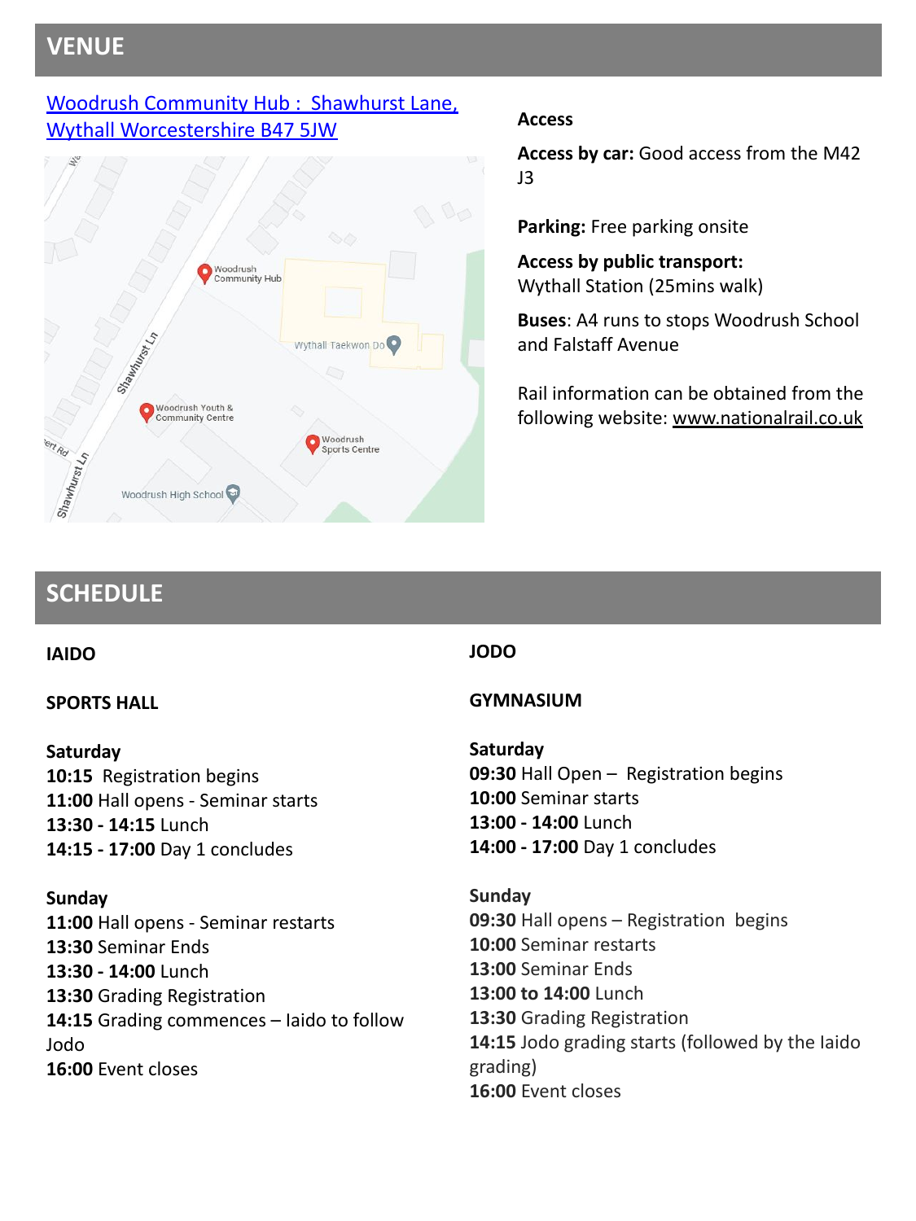## VENUE

[Woodrush Community Hub : Shawhurst Lane, Wythall Worcestershire B47 5JW]

**Access**

**Access by car:** Good access from the M42 J3

**Parking:** Free parking onsite

**Access by public transport:**
Wythall Station (25mins walk)

**Buses**: A4 runs to stops Woodrush School and Falstaff Avenue

Rail information can be obtained from the following website: www.nationalrail.co.uk

## SCHEDULE

**IAIDO**

**SPORTS HALL**

**Saturday**
**10:15** Registration begins
**11:00** Hall opens - Seminar starts
**13:30 - 14:15** Lunch
**14:15 - 17:00** Day 1 concludes

**Sunday**
**11:00** Hall opens - Seminar restarts
**13:30** Seminar Ends
**13:30 - 14:00** Lunch
**13:30** Grading Registration
**14:15** Grading commences – Iaido to follow Jodo
**16:00** Event closes

**JODO**

**GYMNASIUM**

**Saturday**
**09:30** Hall Open – Registration begins
**10:00** Seminar starts
**13:00 - 14:00** Lunch
**14:00 - 17:00** Day 1 concludes

**Sunday**
**09:30** Hall opens – Registration begins
**10:00** Seminar restarts
**13:00** Seminar Ends
**13:00 to 14:00** Lunch
**13:30** Grading Registration
**14:15** Jodo grading starts (followed by the Iaido grading)
**16:00** Event closes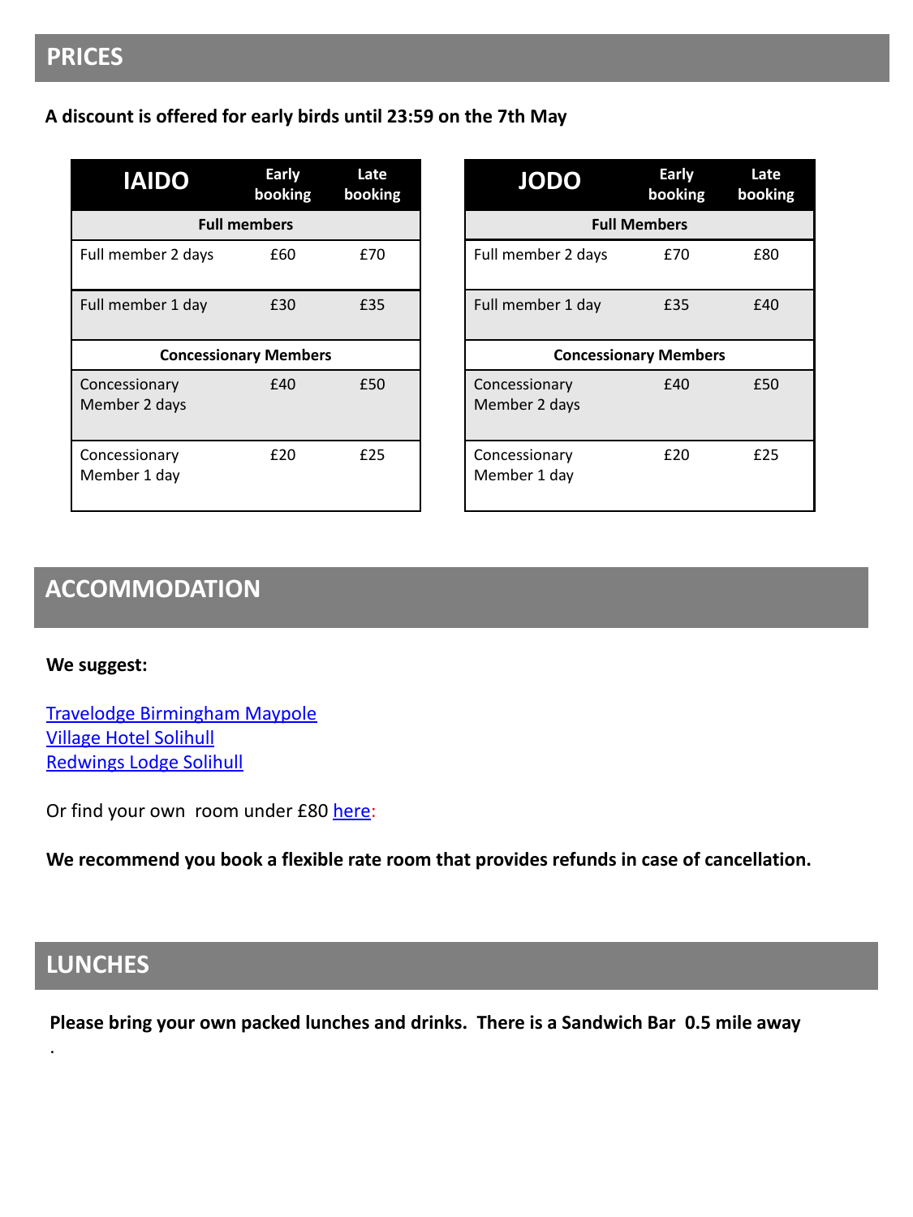## PRICES

**A discount is offered for early birds until 23:59 on the 7th May**

| IAIDO | Early booking | Late booking |
|---|---|---|
| **Full members** | | |
| Full member 2 days | £60 | £70 |
| Full member 1 day | £30 | £35 |
| **Concessionary Members** | | |
| Concessionary Member 2 days | £40 | £50 |
| Concessionary Member 1 day | £20 | £25 |

| JODO | Early booking | Late booking |
|---|---|---|
| **Full Members** | | |
| Full member 2 days | £70 | £80 |
| Full member 1 day | £35 | £40 |
| **Concessionary Members** | | |
| Concessionary Member 2 days | £40 | £50 |
| Concessionary Member 1 day | £20 | £25 |

## ACCOMMODATION

**We suggest:**

Travelodge Birmingham Maypole
Village Hotel Solihull
Redwings Lodge Solihull

Or find your own room under £80 here:

**We recommend you book a flexible rate room that provides refunds in case of cancellation.**

## LUNCHES

**Please bring your own packed lunches and drinks. There is a Sandwich Bar 0.5 mile away**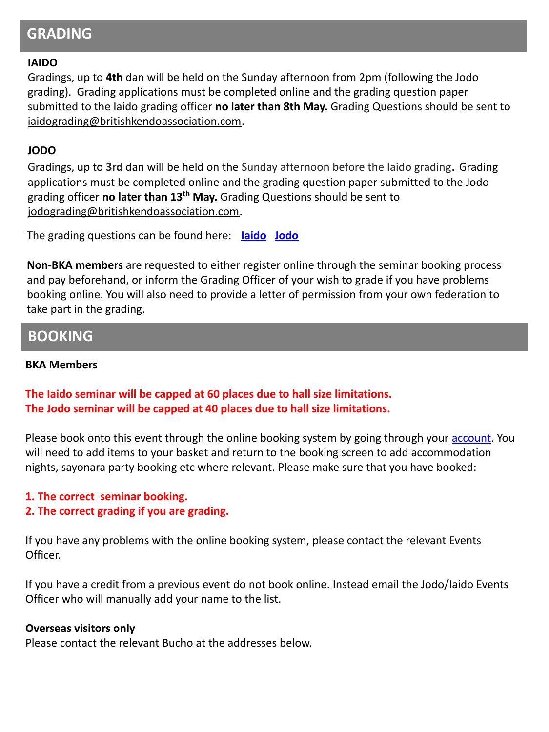## GRADING

**IAIDO**

Gradings, up to **4th** dan will be held on the Sunday afternoon from 2pm (following the Jodo grading). Grading applications must be completed online and the grading question paper submitted to the Iaido grading officer **no later than 8th May.** Grading Questions should be sent to iaidograding@britishkendoassociation.com.

**JODO**

Gradings, up to **3rd** dan will be held on the Sunday afternoon before the Iaido grading. Grading applications must be completed online and the grading question paper submitted to the Jodo grading officer **no later than 13th May.** Grading Questions should be sent to jodograding@britishkendoassociation.com.

The grading questions can be found here: **Iaido** **Jodo**

**Non-BKA members** are requested to either register online through the seminar booking process and pay beforehand, or inform the Grading Officer of your wish to grade if you have problems booking online. You will also need to provide a letter of permission from your own federation to take part in the grading.

## BOOKING

**BKA Members**

**The Iaido seminar will be capped at 60 places due to hall size limitations.**
**The Jodo seminar will be capped at 40 places due to hall size limitations.**

Please book onto this event through the online booking system by going through your account. You will need to add items to your basket and return to the booking screen to add accommodation nights, sayonara party booking etc where relevant. Please make sure that you have booked:

**1. The correct seminar booking.**
**2. The correct grading if you are grading.**

If you have any problems with the online booking system, please contact the relevant Events Officer.

If you have a credit from a previous event do not book online. Instead email the Jodo/Iaido Events Officer who will manually add your name to the list.

**Overseas visitors only**

Please contact the relevant Bucho at the addresses below.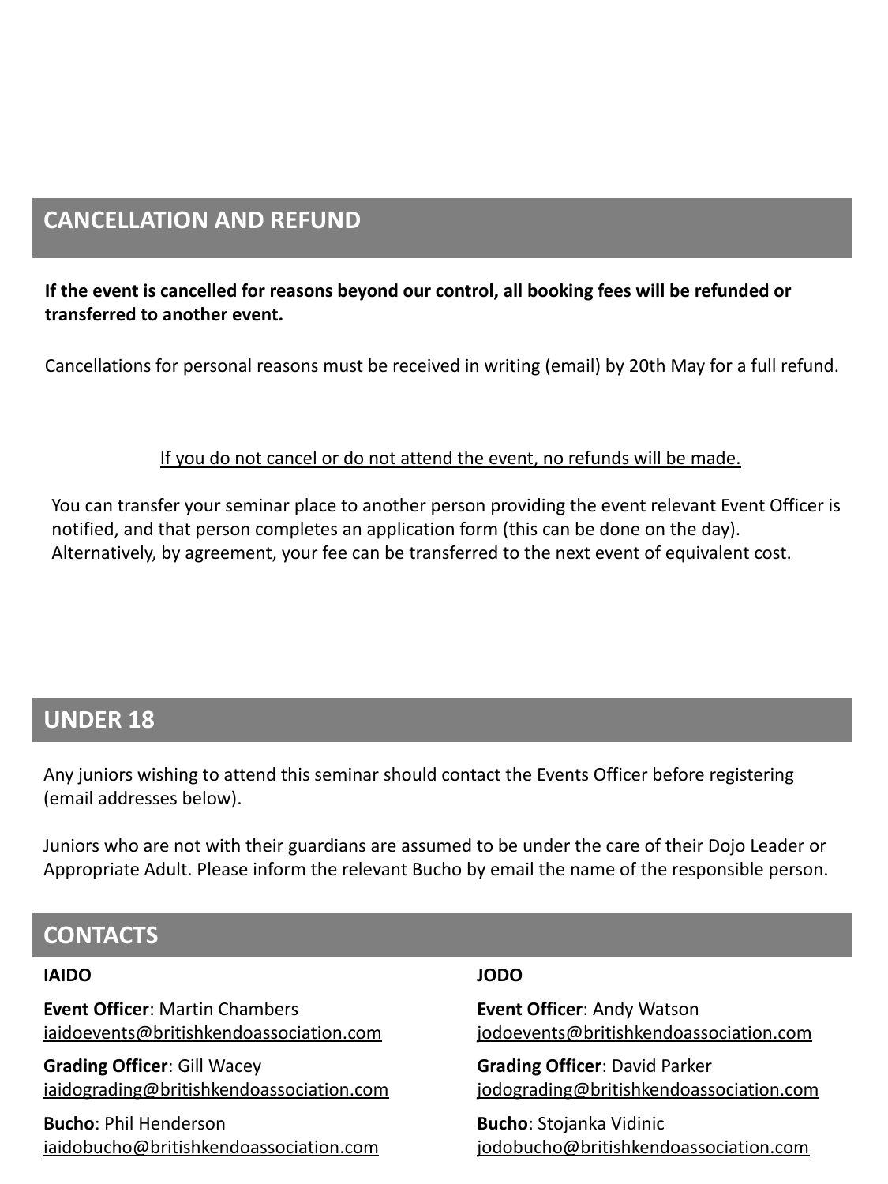## CANCELLATION AND REFUND

**If the event is cancelled for reasons beyond our control, all booking fees will be refunded or transferred to another event.**

Cancellations for personal reasons must be received in writing (email) by 20th May for a full refund.

If you do not cancel or do not attend the event, no refunds will be made.

You can transfer your seminar place to another person providing the event relevant Event Officer is notified, and that person completes an application form (this can be done on the day). Alternatively, by agreement, your fee can be transferred to the next event of equivalent cost.

## UNDER 18

Any juniors wishing to attend this seminar should contact the Events Officer before registering (email addresses below).

Juniors who are not with their guardians are assumed to be under the care of their Dojo Leader or Appropriate Adult. Please inform the relevant Bucho by email the name of the responsible person.

## CONTACTS

**IAIDO**

**Event Officer**: Martin Chambers
iaidoevents@britishkendoassociation.com

**Grading Officer**: Gill Wacey
iaidograding@britishkendoassociation.com

**Bucho**: Phil Henderson
iaidobucho@britishkendoassociation.com

**JODO**

**Event Officer**: Andy Watson
jodoevents@britishkendoassociation.com

**Grading Officer**: David Parker
jodograding@britishkendoassociation.com

**Bucho**: Stojanka Vidinic
jodobucho@britishkendoassociation.com